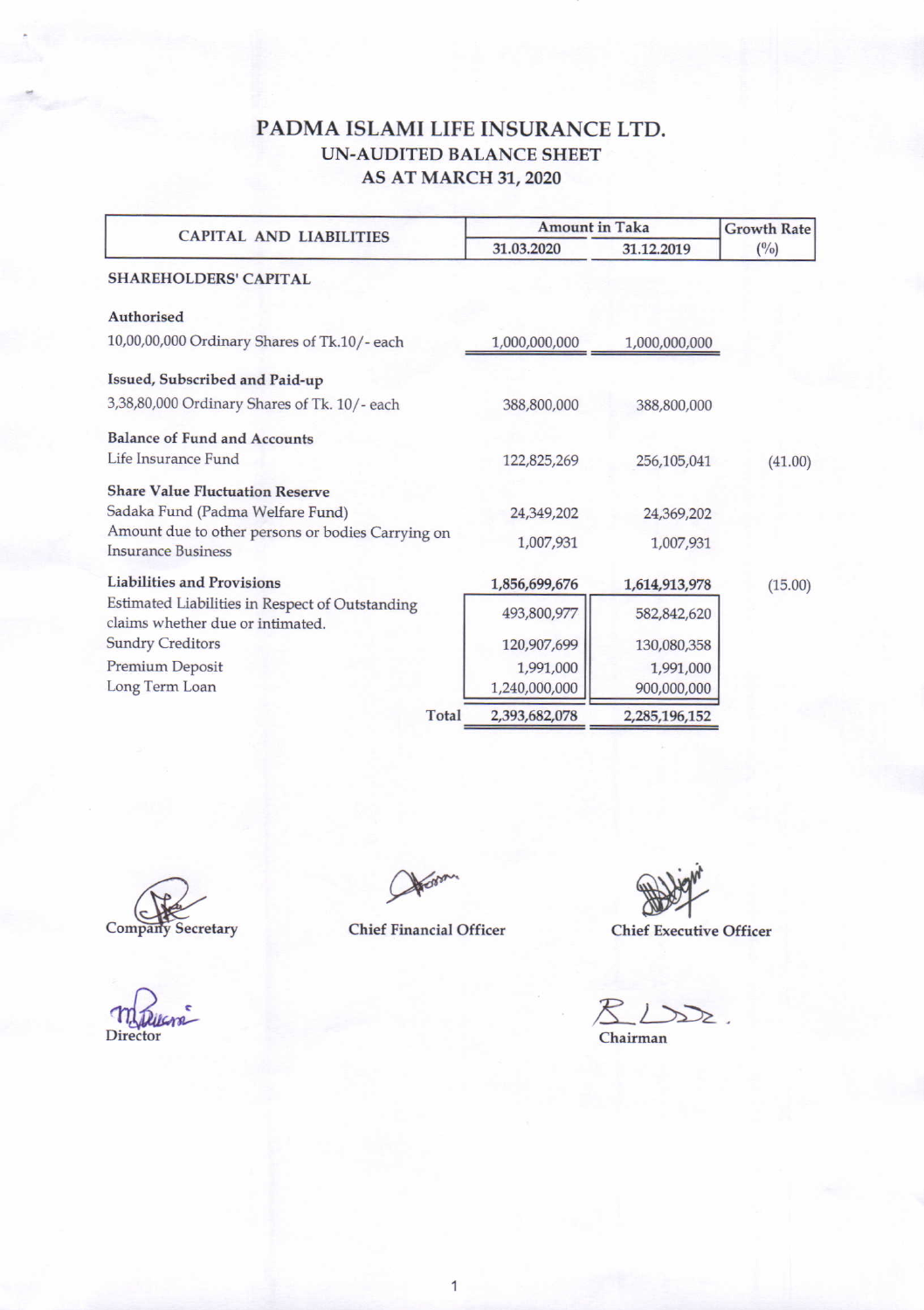# PADMA ISLAMI LIFE INSURANCE LTD.

## UN-AUDITED BALANCE SHEET

## AS AT MARCH 31, 2020

| CAPITAL AND LIABILITIES | Amount in Taka | | Growth Rate |
|---|---|---|---|
| | 31.03.2020 | 31.12.2019 | (%) |
| **SHAREHOLDERS' CAPITAL** | | | |
| **Authorised** | | | |
| 10,00,00,000 Ordinary Shares of Tk.10/- each | 1,000,000,000 | 1,000,000,000 | |
| **Issued, Subscribed and Paid-up** | | | |
| 3,38,80,000 Ordinary Shares of Tk. 10/- each | 388,800,000 | 388,800,000 | |
| **Balance of Fund and Accounts** | | | |
| Life Insurance Fund | 122,825,269 | 256,105,041 | (41.00) |
| **Share Value Fluctuation Reserve** | | | |
| Sadaka Fund (Padma Welfare Fund) | 24,349,202 | 24,369,202 | |
| Amount due to other persons or bodies Carrying on Insurance Business | 1,007,931 | 1,007,931 | |
| **Liabilities and Provisions** | 1,856,699,676 | 1,614,913,978 | (15.00) |
| Estimated Liabilities in Respect of Outstanding claims whether due or intimated. | 493,800,977 | 582,842,620 | |
| Sundry Creditors | 120,907,699 | 130,080,358 | |
| Premium Deposit | 1,991,000 | 1,991,000 | |
| Long Term Loan | 1,240,000,000 | 900,000,000 | |
| **Total** | 2,393,682,078 | 2,285,196,152 | |

Company Secretary — Chief Financial Officer — Chief Executive Officer

Director — Chairman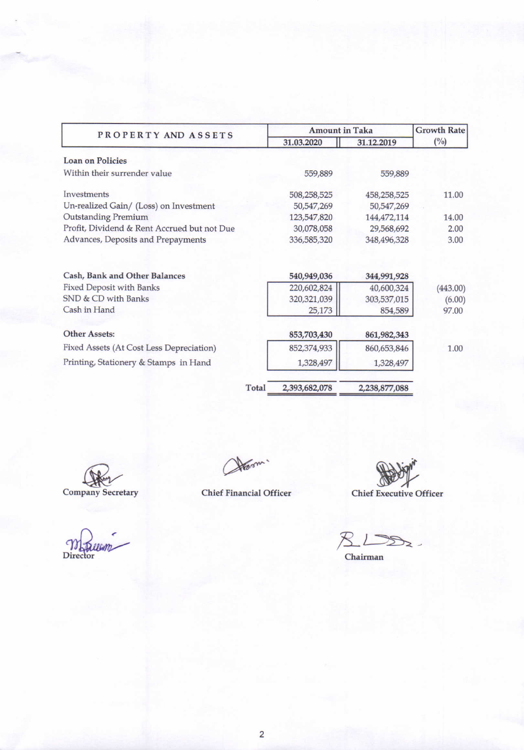| PROPERTY AND ASSETS | Amount in Taka | | Growth Rate (%) |
|---|---|---|---|
| | 31.03.2020 | 31.12.2019 | |
| **Loan on Policies** | | | |
| Within their surrender value | 559,889 | 559,889 | |
| Investments | 508,258,525 | 458,258,525 | 11.00 |
| Un-realized Gain/ (Loss) on Investment | 50,547,269 | 50,547,269 | |
| Outstanding Premium | 123,547,820 | 144,472,114 | 14.00 |
| Profit, Dividend & Rent Accrued but not Due | 30,078,058 | 29,568,692 | 2.00 |
| Advances, Deposits and Prepayments | 336,585,320 | 348,496,328 | 3.00 |
| **Cash, Bank and Other Balances** | **540,949,036** | **344,991,928** | |
| Fixed Deposit with Banks | 220,602,824 | 40,600,324 | (443.00) |
| SND & CD with Banks | 320,321,039 | 303,537,015 | (6.00) |
| Cash in Hand | 25,173 | 854,589 | 97.00 |
| **Other Assets:** | **853,703,430** | **861,982,343** | |
| Fixed Assets (At Cost Less Depreciation) | 852,374,933 | 860,653,846 | 1.00 |
| Printing, Stationery & Stamps in Hand | 1,328,497 | 1,328,497 | |
| **Total** | **2,393,682,078** | **2,238,877,088** | |

Company Secretary

Chief Financial Officer

Chief Executive Officer

Director

Chairman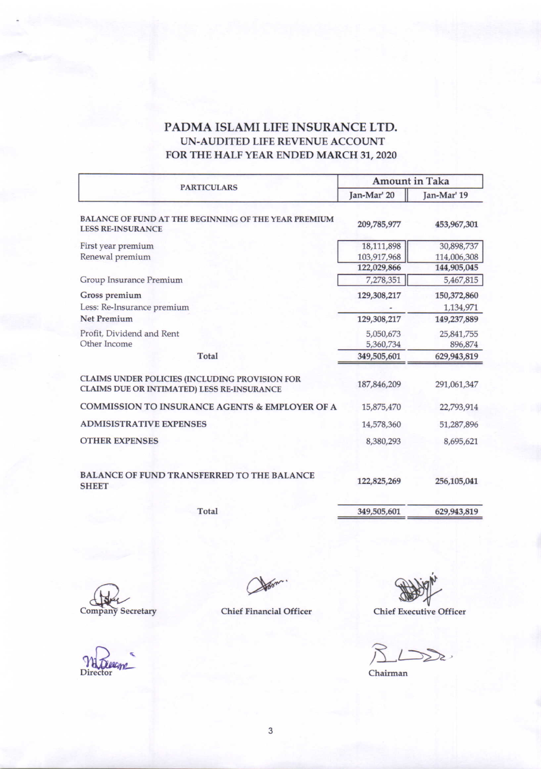# PADMA ISLAMI LIFE INSURANCE LTD.

## UN-AUDITED LIFE REVENUE ACCOUNT

## FOR THE HALF YEAR ENDED MARCH 31, 2020

| PARTICULARS | Amount in Taka | |
|---|---|---|
| | Jan-Mar' 20 | Jan-Mar' 19 |
| BALANCE OF FUND AT THE BEGINNING OF THE YEAR PREMIUM LESS RE-INSURANCE | 209,785,977 | 453,967,301 |
| First year premium | 18,111,898 | 30,898,737 |
| Renewal premium | 103,917,968 | 114,006,308 |
| | 122,029,866 | 144,905,045 |
| Group Insurance Premium | 7,278,351 | 5,467,815 |
| Gross premium | 129,308,217 | 150,372,860 |
| Less: Re-Insurance premium | - | 1,134,971 |
| Net Premium | 129,308,217 | 149,237,889 |
| Profit, Dividend and Rent | 5,050,673 | 25,841,755 |
| Other Income | 5,360,734 | 896,874 |
| Total | 349,505,601 | 629,943,819 |
| CLAIMS UNDER POLICIES (INCLUDING PROVISION FOR CLAIMS DUE OR INTIMATED) LESS RE-INSURANCE | 187,846,209 | 291,061,347 |
| COMMISSION TO INSURANCE AGENTS & EMPLOYER OF A | 15,875,470 | 22,793,914 |
| ADMISISTRATIVE EXPENSES | 14,578,360 | 51,287,896 |
| OTHER EXPENSES | 8,380,293 | 8,695,621 |
| BALANCE OF FUND TRANSFERRED TO THE BALANCE SHEET | 122,825,269 | 256,105,041 |
| Total | 349,505,601 | 629,943,819 |

Company Secretary | Chief Financial Officer | Chief Executive Officer

Director | Chairman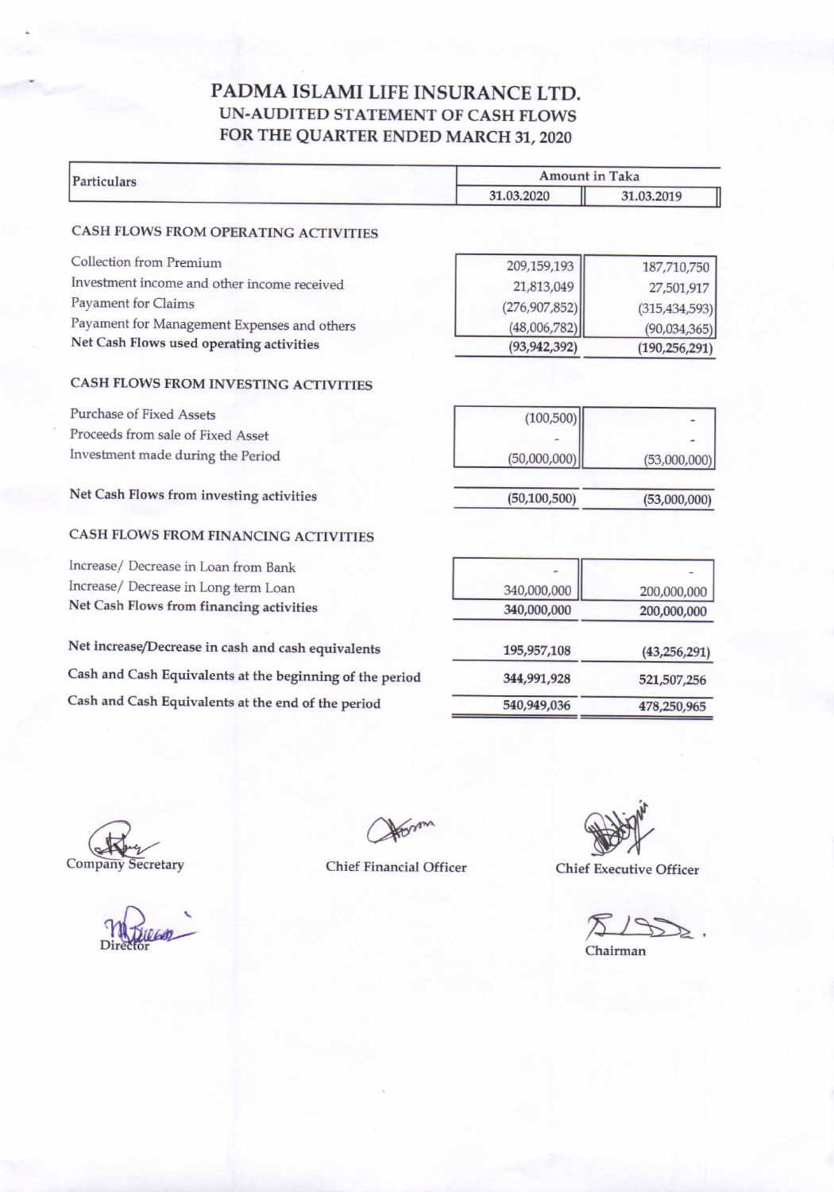# PADMA ISLAMI LIFE INSURANCE LTD.

## UN-AUDITED STATEMENT OF CASH FLOWS

## FOR THE QUARTER ENDED MARCH 31, 2020

| Particulars | Amount in Taka | |
|---|---|---|
| | 31.03.2020 | 31.03.2019 |
| **CASH FLOWS FROM OPERATING ACTIVITIES** | | |
| Collection from Premium | 209,159,193 | 187,710,750 |
| Investment income and other income received | 21,813,049 | 27,501,917 |
| Payament for Claims | (276,907,852) | (315,434,593) |
| Payament for Management Expenses and others | (48,006,782) | (90,034,365) |
| **Net Cash Flows used operating activities** | **(93,942,392)** | **(190,256,291)** |
| **CASH FLOWS FROM INVESTING ACTIVITIES** | | |
| Purchase of Fixed Assets | (100,500) | - |
| Proceeds from sale of Fixed Asset | - | - |
| Investment made during the Period | (50,000,000) | (53,000,000) |
| **Net Cash Flows from investing activities** | **(50,100,500)** | **(53,000,000)** |
| **CASH FLOWS FROM FINANCING ACTIVITIES** | | |
| Increase/ Decrease in Loan from Bank | - | - |
| Increase/ Decrease in Long term Loan | 340,000,000 | 200,000,000 |
| **Net Cash Flows from financing activities** | **340,000,000** | **200,000,000** |
| **Net increase/Decrease in cash and cash equivalents** | **195,957,108** | **(43,256,291)** |
| **Cash and Cash Equivalents at the beginning of the period** | **344,991,928** | **521,507,256** |
| **Cash and Cash Equivalents at the end of the period** | **540,949,036** | **478,250,965** |

Company Secretary

Chief Financial Officer

Chief Executive Officer

Director

Chairman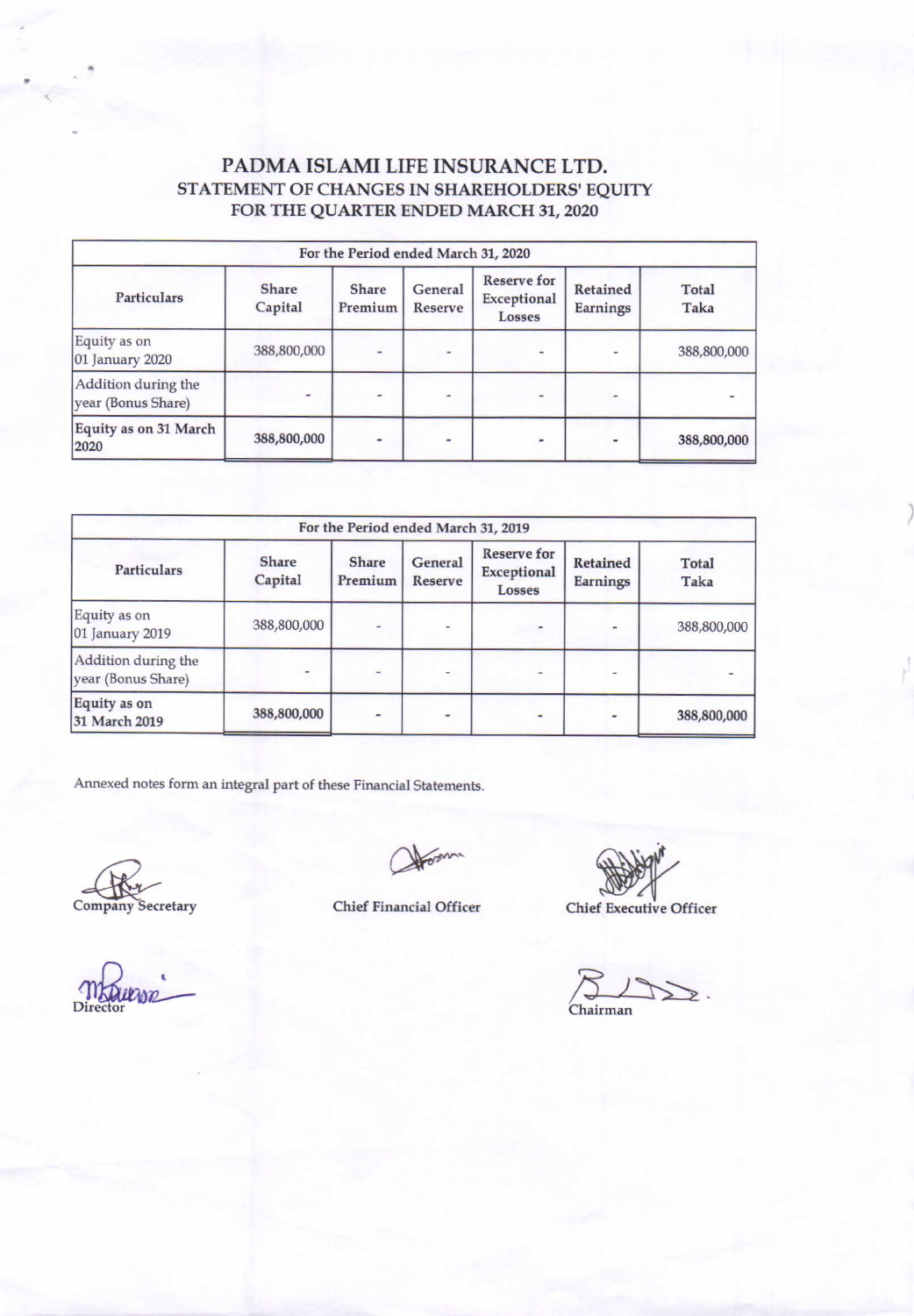# PADMA ISLAMI LIFE INSURANCE LTD.
## STATEMENT OF CHANGES IN SHAREHOLDERS' EQUITY
## FOR THE QUARTER ENDED MARCH 31, 2020

| For the Period ended March 31, 2020 | | | | | | |
|---|---|---|---|---|---|---|
| Particulars | Share Capital | Share Premium | General Reserve | Reserve for Exceptional Losses | Retained Earnings | Total Taka |
| Equity as on 01 January 2020 | 388,800,000 | - | - | - | - | 388,800,000 |
| Addition during the year (Bonus Share) | - | - | - | - | - | - |
| **Equity as on 31 March 2020** | **388,800,000** | **-** | **-** | **-** | **-** | **388,800,000** |

| For the Period ended March 31, 2019 | | | | | | |
|---|---|---|---|---|---|---|
| Particulars | Share Capital | Share Premium | General Reserve | Reserve for Exceptional Losses | Retained Earnings | Total Taka |
| Equity as on 01 January 2019 | 388,800,000 | - | - | - | - | 388,800,000 |
| Addition during the year (Bonus Share) | - | - | - | - | - | - |
| **Equity as on 31 March 2019** | **388,800,000** | **-** | **-** | **-** | **-** | **388,800,000** |

Annexed notes form an integral part of these Financial Statements.

Company Secretary

Chief Financial Officer

Chief Executive Officer

Director

Chairman